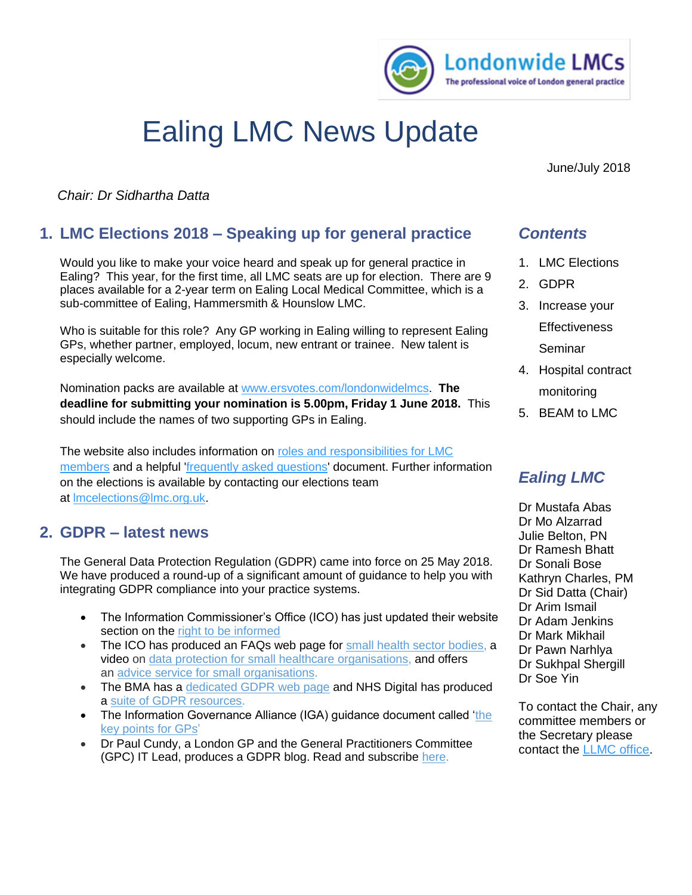Londonwide LMCs
The professional voice of London general practice

# Ealing LMC News Update

June/July 2018

*Chair: Dr Sidhartha Datta*

## 1. LMC Elections 2018 – Speaking up for general practice

Would you like to make your voice heard and speak up for general practice in Ealing? This year, for the first time, all LMC seats are up for election. There are 9 places available for a 2-year term on Ealing Local Medical Committee, which is a sub-committee of Ealing, Hammersmith & Hounslow LMC.

Who is suitable for this role? Any GP working in Ealing willing to represent Ealing GPs, whether partner, employed, locum, new entrant or trainee. New talent is especially welcome.

Nomination packs are available at www.ersvotes.com/londonwidelmcs. **The deadline for submitting your nomination is 5.00pm, Friday 1 June 2018.** This should include the names of two supporting GPs in Ealing.

The website also includes information on roles and responsibilities for LMC members and a helpful 'frequently asked questions' document. Further information on the elections is available by contacting our elections team at lmcelections@lmc.org.uk.

## 2. GDPR – latest news

The General Data Protection Regulation (GDPR) came into force on 25 May 2018. We have produced a round-up of a significant amount of guidance to help you with integrating GDPR compliance into your practice systems.

- The Information Commissioner's Office (ICO) has just updated their website section on the right to be informed
- The ICO has produced an FAQs web page for small health sector bodies, a video on data protection for small healthcare organisations, and offers an advice service for small organisations.
- The BMA has a dedicated GDPR web page and NHS Digital has produced a suite of GDPR resources.
- The Information Governance Alliance (IGA) guidance document called 'the key points for GPs'
- Dr Paul Cundy, a London GP and the General Practitioners Committee (GPC) IT Lead, produces a GDPR blog. Read and subscribe here.

### *Contents*

1. LMC Elections
2. GDPR
3. Increase your Effectiveness Seminar
4. Hospital contract monitoring
5. BEAM to LMC

### *Ealing LMC*

Dr Mustafa Abas
Dr Mo Alzarrad
Julie Belton, PN
Dr Ramesh Bhatt
Dr Sonali Bose
Kathryn Charles, PM
Dr Sid Datta (Chair)
Dr Arim Ismail
Dr Adam Jenkins
Dr Mark Mikhail
Dr Pawn Narhlya
Dr Sukhpal Shergill
Dr Soe Yin

To contact the Chair, any committee members or the Secretary please contact the LLMC office.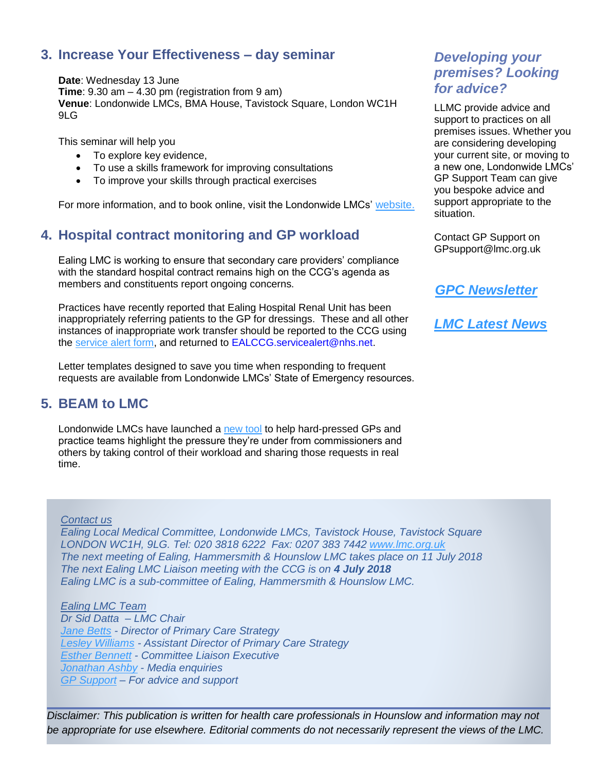## 3. Increase Your Effectiveness – day seminar

**Date**: Wednesday 13 June
**Time**: 9.30 am – 4.30 pm (registration from 9 am)
**Venue**: Londonwide LMCs, BMA House, Tavistock Square, London WC1H 9LG

This seminar will help you

- To explore key evidence,
- To use a skills framework for improving consultations
- To improve your skills through practical exercises

For more information, and to book online, visit the Londonwide LMCs' website.

## 4. Hospital contract monitoring and GP workload

Ealing LMC is working to ensure that secondary care providers' compliance with the standard hospital contract remains high on the CCG's agenda as members and constituents report ongoing concerns.

Practices have recently reported that Ealing Hospital Renal Unit has been inappropriately referring patients to the GP for dressings. These and all other instances of inappropriate work transfer should be reported to the CCG using the service alert form, and returned to EALCCG.servicealert@nhs.net.

Letter templates designed to save you time when responding to frequent requests are available from Londonwide LMCs' State of Emergency resources.

## 5. BEAM to LMC

Londonwide LMCs have launched a new tool to help hard-pressed GPs and practice teams highlight the pressure they're under from commissioners and others by taking control of their workload and sharing those requests in real time.

### *Developing your premises? Looking for advice?*

LLMC provide advice and support to practices on all premises issues. Whether you are considering developing your current site, or moving to a new one, Londonwide LMCs' GP Support Team can give you bespoke advice and support appropriate to the situation.

Contact GP Support on GPsupport@lmc.org.uk

***GPC Newsletter***

***LMC Latest News***

*Contact us*
*Ealing Local Medical Committee, Londonwide LMCs, Tavistock House, Tavistock Square LONDON WC1H, 9LG. Tel: 020 3818 6222 Fax: 0207 383 7442 www.lmc.org.uk*
*The next meeting of Ealing, Hammersmith & Hounslow LMC takes place on 11 July 2018*
*The next Ealing LMC Liaison meeting with the CCG is on **4 July 2018***
*Ealing LMC is a sub-committee of Ealing, Hammersmith & Hounslow LMC.*

*Ealing LMC Team*
*Dr Sid Datta – LMC Chair*
*Jane Betts - Director of Primary Care Strategy*
*Lesley Williams - Assistant Director of Primary Care Strategy*
*Esther Bennett - Committee Liaison Executive*
*Jonathan Ashby - Media enquiries*
*GP Support – For advice and support*

*Disclaimer: This publication is written for health care professionals in Hounslow and information may not be appropriate for use elsewhere. Editorial comments do not necessarily represent the views of the LMC.*